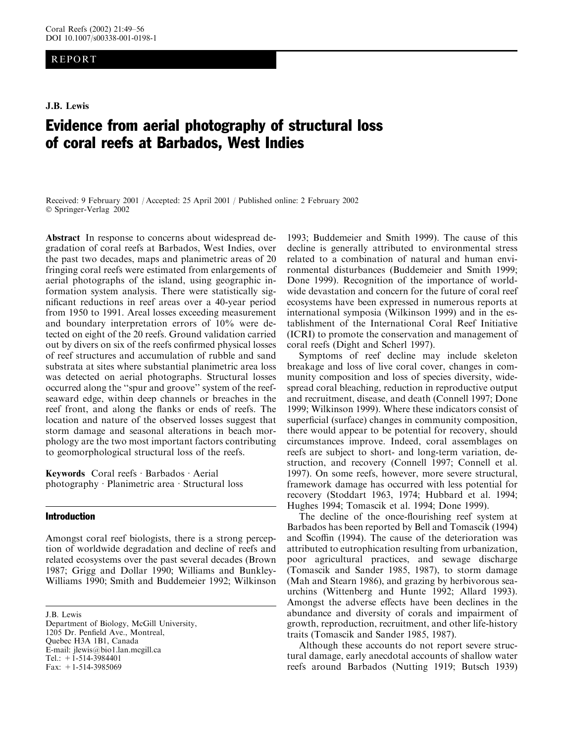REPORT

**J.B. Lewis**

# Evidence from aerial photography of structural loss of coral reefs at Barbados, West Indies

Received: 9 February 2001 / Accepted: 25 April 2001 / Published online: 2 February 2002
© Springer-Verlag 2002

**Abstract** In response to concerns about widespread degradation of coral reefs at Barbados, West Indies, over the past two decades, maps and planimetric areas of 20 fringing coral reefs were estimated from enlargements of aerial photographs of the island, using geographic information system analysis. There were statistically significant reductions in reef areas over a 40-year period from 1950 to 1991. Areal losses exceeding measurement and boundary interpretation errors of 10% were detected on eight of the 20 reefs. Ground validation carried out by divers on six of the reefs confirmed physical losses of reef structures and accumulation of rubble and sand substrata at sites where substantial planimetric area loss was detected on aerial photographs. Structural losses occurred along the "spur and groove" system of the reef-seaward edge, within deep channels or breaches in the reef front, and along the flanks or ends of reefs. The location and nature of the observed losses suggest that storm damage and seasonal alterations in beach morphology are the two most important factors contributing to geomorphological structural loss of the reefs.

**Keywords** Coral reefs · Barbados · Aerial photography · Planimetric area · Structural loss

J.B. Lewis
Department of Biology, McGill University,
1205 Dr. Penfield Ave., Montreal,
Quebec H3A 1B1, Canada
E-mail: jlewis@bio1.lan.mcgill.ca
Tel.: +1-514-3984401
Fax: +1-514-3985069

## Introduction

Amongst coral reef biologists, there is a strong perception of worldwide degradation and decline of reefs and related ecosystems over the past several decades (Brown 1987; Grigg and Dollar 1990; Williams and Bunkley-Williams 1990; Smith and Buddemeier 1992; Wilkinson 1993; Buddemeier and Smith 1999). The cause of this decline is generally attributed to environmental stress related to a combination of natural and human environmental disturbances (Buddemeier and Smith 1999; Done 1999). Recognition of the importance of worldwide devastation and concern for the future of coral reef ecosystems have been expressed in numerous reports at international symposia (Wilkinson 1999) and in the establishment of the International Coral Reef Initiative (ICRI) to promote the conservation and management of coral reefs (Dight and Scherl 1997).

Symptoms of reef decline may include skeleton breakage and loss of live coral cover, changes in community composition and loss of species diversity, widespread coral bleaching, reduction in reproductive output and recruitment, disease, and death (Connell 1997; Done 1999; Wilkinson 1999). Where these indicators consist of superficial (surface) changes in community composition, there would appear to be potential for recovery, should circumstances improve. Indeed, coral assemblages on reefs are subject to short- and long-term variation, destruction, and recovery (Connell 1997; Connell et al. 1997). On some reefs, however, more severe structural, framework damage has occurred with less potential for recovery (Stoddart 1963, 1974; Hubbard et al. 1994; Hughes 1994; Tomascik et al. 1994; Done 1999).

The decline of the once-flourishing reef system at Barbados has been reported by Bell and Tomascik (1994) and Scoffin (1994). The cause of the deterioration was attributed to eutrophication resulting from urbanization, poor agricultural practices, and sewage discharge (Tomascik and Sander 1985, 1987), to storm damage (Mah and Stearn 1986), and grazing by herbivorous sea-urchins (Wittenberg and Hunte 1992; Allard 1993). Amongst the adverse effects have been declines in the abundance and diversity of corals and impairment of growth, reproduction, recruitment, and other life-history traits (Tomascik and Sander 1985, 1987).

Although these accounts do not report severe structural damage, early anecdotal accounts of shallow water reefs around Barbados (Nutting 1919; Butsch 1939)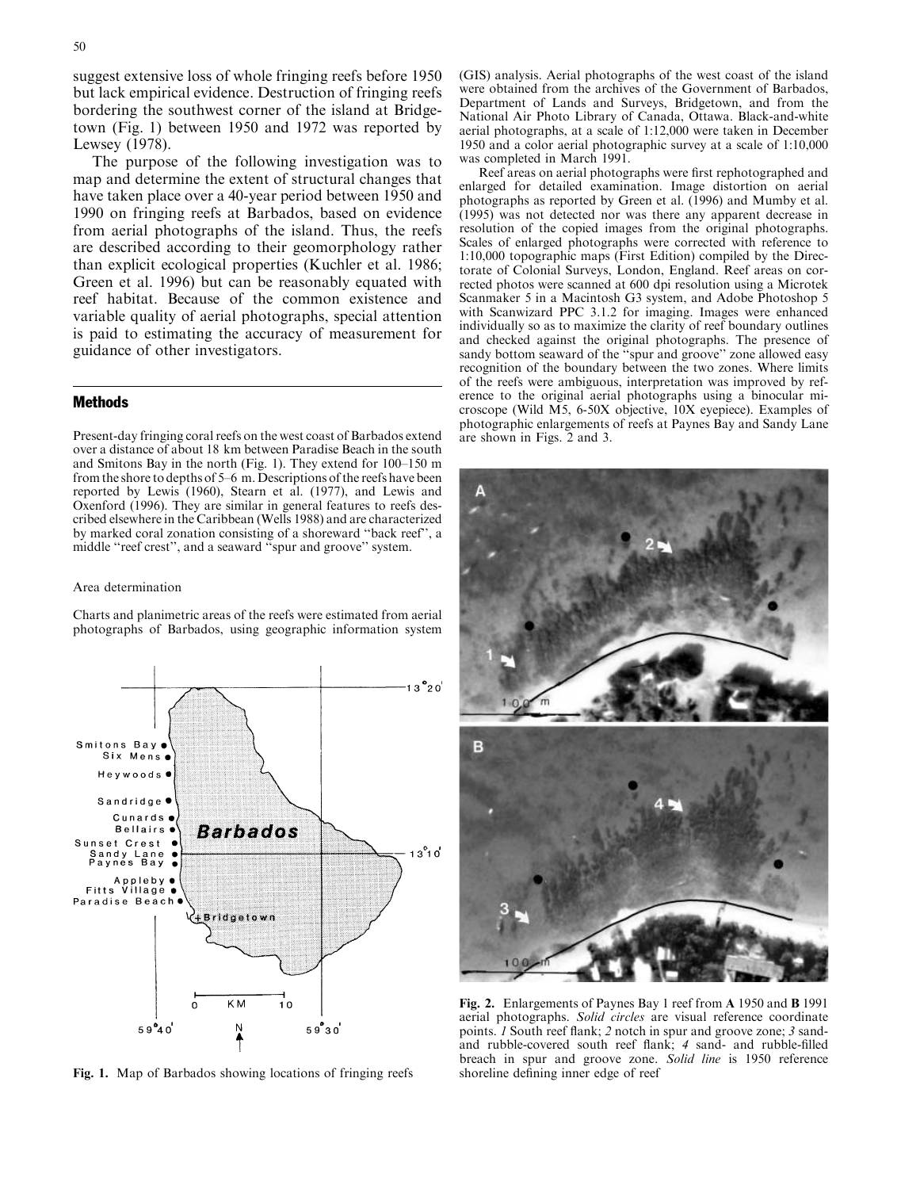suggest extensive loss of whole fringing reefs before 1950 but lack empirical evidence. Destruction of fringing reefs bordering the southwest corner of the island at Bridgetown (Fig. 1) between 1950 and 1972 was reported by Lewsey (1978).

The purpose of the following investigation was to map and determine the extent of structural changes that have taken place over a 40-year period between 1950 and 1990 on fringing reefs at Barbados, based on evidence from aerial photographs of the island. Thus, the reefs are described according to their geomorphology rather than explicit ecological properties (Kuchler et al. 1986; Green et al. 1996) but can be reasonably equated with reef habitat. Because of the common existence and variable quality of aerial photographs, special attention is paid to estimating the accuracy of measurement for guidance of other investigators.

## Methods

Present-day fringing coral reefs on the west coast of Barbados extend over a distance of about 18 km between Paradise Beach in the south and Smitons Bay in the north (Fig. 1). They extend for 100–150 m from the shore to depths of 5–6 m. Descriptions of the reefs have been reported by Lewis (1960), Stearn et al. (1977), and Lewis and Oxenford (1996). They are similar in general features to reefs described elsewhere in the Caribbean (Wells 1988) and are characterized by marked coral zonation consisting of a shoreward "back reef", a middle "reef crest", and a seaward "spur and groove" system.

### Area determination

Charts and planimetric areas of the reefs were estimated from aerial photographs of Barbados, using geographic information system (GIS) analysis. Aerial photographs of the west coast of the island were obtained from the archives of the Government of Barbados, Department of Lands and Surveys, Bridgetown, and from the National Air Photo Library of Canada, Ottawa. Black-and-white aerial photographs, at a scale of 1:12,000 were taken in December 1950 and a color aerial photographic survey at a scale of 1:10,000 was completed in March 1991.

Reef areas on aerial photographs were first rephotographed and enlarged for detailed examination. Image distortion on aerial photographs as reported by Green et al. (1996) and Mumby et al. (1995) was not detected nor was there any apparent decrease in resolution of the copied images from the original photographs. Scales of enlarged photographs were corrected with reference to 1:10,000 topographic maps (First Edition) compiled by the Directorate of Colonial Surveys, London, England. Reef areas on corrected photos were scanned at 600 dpi resolution using a Microtek Scanmaker 5 in a Macintosh G3 system, and Adobe Photoshop 5 with Scanwizard PPC 3.1.2 for imaging. Images were enhanced individually so as to maximize the clarity of reef boundary outlines and checked against the original photographs. The presence of sandy bottom seaward of the "spur and groove" zone allowed easy recognition of the boundary between the two zones. Where limits of the reefs were ambiguous, interpretation was improved by reference to the original aerial photographs using a binocular microscope (Wild M5, 6-50X objective, 10X eyepiece). Examples of photographic enlargements of reefs at Paynes Bay and Sandy Lane are shown in Figs. 2 and 3.

**Fig. 1.** Map of Barbados showing locations of fringing reefs

**Fig. 2.** Enlargements of Paynes Bay 1 reef from **A** 1950 and **B** 1991 aerial photographs. *Solid circles* are visual reference coordinate points. *1* South reef flank; *2* notch in spur and groove zone; *3* sand- and rubble-covered south reef flank; *4* sand- and rubble-filled breach in spur and groove zone. *Solid line* is 1950 reference shoreline defining inner edge of reef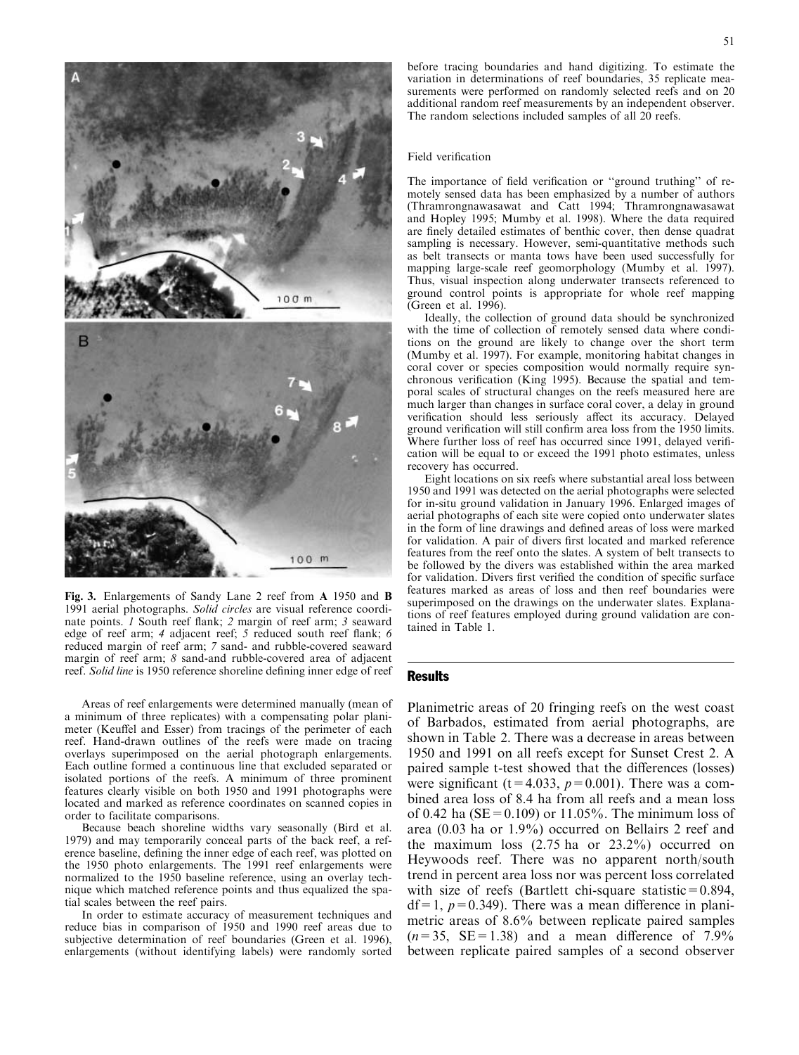**Fig. 3.** Enlargements of Sandy Lane 2 reef from **A** 1950 and **B** 1991 aerial photographs. *Solid circles* are visual reference coordinate points. *1* South reef flank; *2* margin of reef arm; *3* seaward edge of reef arm; *4* adjacent reef; *5* reduced south reef flank; *6* reduced margin of reef arm; *7* sand- and rubble-covered seaward margin of reef arm; *8* sand-and rubble-covered area of adjacent reef. *Solid line* is 1950 reference shoreline defining inner edge of reef

Areas of reef enlargements were determined manually (mean of a minimum of three replicates) with a compensating polar planimeter (Keuffel and Esser) from tracings of the perimeter of each reef. Hand-drawn outlines of the reefs were made on tracing overlays superimposed on the aerial photograph enlargements. Each outline formed a continuous line that excluded separated or isolated portions of the reefs. A minimum of three prominent features clearly visible on both 1950 and 1991 photographs were located and marked as reference coordinates on scanned copies in order to facilitate comparisons.

Because beach shoreline widths vary seasonally (Bird et al. 1979) and may temporarily conceal parts of the back reef, a reference baseline, defining the inner edge of each reef, was plotted on the 1950 photo enlargements. The 1991 reef enlargements were normalized to the 1950 baseline reference, using an overlay technique which matched reference points and thus equalized the spatial scales between the reef pairs.

In order to estimate accuracy of measurement techniques and reduce bias in comparison of 1950 and 1990 reef areas due to subjective determination of reef boundaries (Green et al. 1996), enlargements (without identifying labels) were randomly sorted before tracing boundaries and hand digitizing. To estimate the variation in determinations of reef boundaries, 35 replicate measurements were performed on randomly selected reefs and on 20 additional random reef measurements by an independent observer. The random selections included samples of all 20 reefs.

### Field verification

The importance of field verification or "ground truthing" of remotely sensed data has been emphasized by a number of authors (Thramrongnawasawat and Catt 1994; Thramrongnawasawat and Hopley 1995; Mumby et al. 1998). Where the data required are finely detailed estimates of benthic cover, then dense quadrat sampling is necessary. However, semi-quantitative methods such as belt transects or manta tows have been used successfully for mapping large-scale reef geomorphology (Mumby et al. 1997). Thus, visual inspection along underwater transects referenced to ground control points is appropriate for whole reef mapping (Green et al. 1996).

Ideally, the collection of ground data should be synchronized with the time of collection of remotely sensed data where conditions on the ground are likely to change over the short term (Mumby et al. 1997). For example, monitoring habitat changes in coral cover or species composition would normally require synchronous verification (King 1995). Because the spatial and temporal scales of structural changes on the reefs measured here are much larger than changes in surface coral cover, a delay in ground verification should less seriously affect its accuracy. Delayed ground verification will still confirm area loss from the 1950 limits. Where further loss of reef has occurred since 1991, delayed verification will be equal to or exceed the 1991 photo estimates, unless recovery has occurred.

Eight locations on six reefs where substantial areal loss between 1950 and 1991 was detected on the aerial photographs were selected for in-situ ground validation in January 1996. Enlarged images of aerial photographs of each site were copied onto underwater slates in the form of line drawings and defined areas of loss were marked for validation. A pair of divers first located and marked reference features from the reef onto the slates. A system of belt transects to be followed by the divers was established within the area marked for validation. Divers first verified the condition of specific surface features marked as areas of loss and then reef boundaries were superimposed on the drawings on the underwater slates. Explanations of reef features employed during ground validation are contained in Table 1.

## Results

Planimetric areas of 20 fringing reefs on the west coast of Barbados, estimated from aerial photographs, are shown in Table 2. There was a decrease in areas between 1950 and 1991 on all reefs except for Sunset Crest 2. A paired sample t-test showed that the differences (losses) were significant ($t = 4.033$, $p = 0.001$). There was a combined area loss of 8.4 ha from all reefs and a mean loss of 0.42 ha ($SE = 0.109$) or 11.05%. The minimum loss of area (0.03 ha or 1.9%) occurred on Bellairs 2 reef and the maximum loss (2.75 ha or 23.2%) occurred on Heywoods reef. There was no apparent north/south trend in percent area loss nor was percent loss correlated with size of reefs (Bartlett chi-square statistic = 0.894, $df = 1$, $p = 0.349$). There was a mean difference in planimetric areas of 8.6% between replicate paired samples ($n = 35$, $SE = 1.38$) and a mean difference of 7.9% between replicate paired samples of a second observer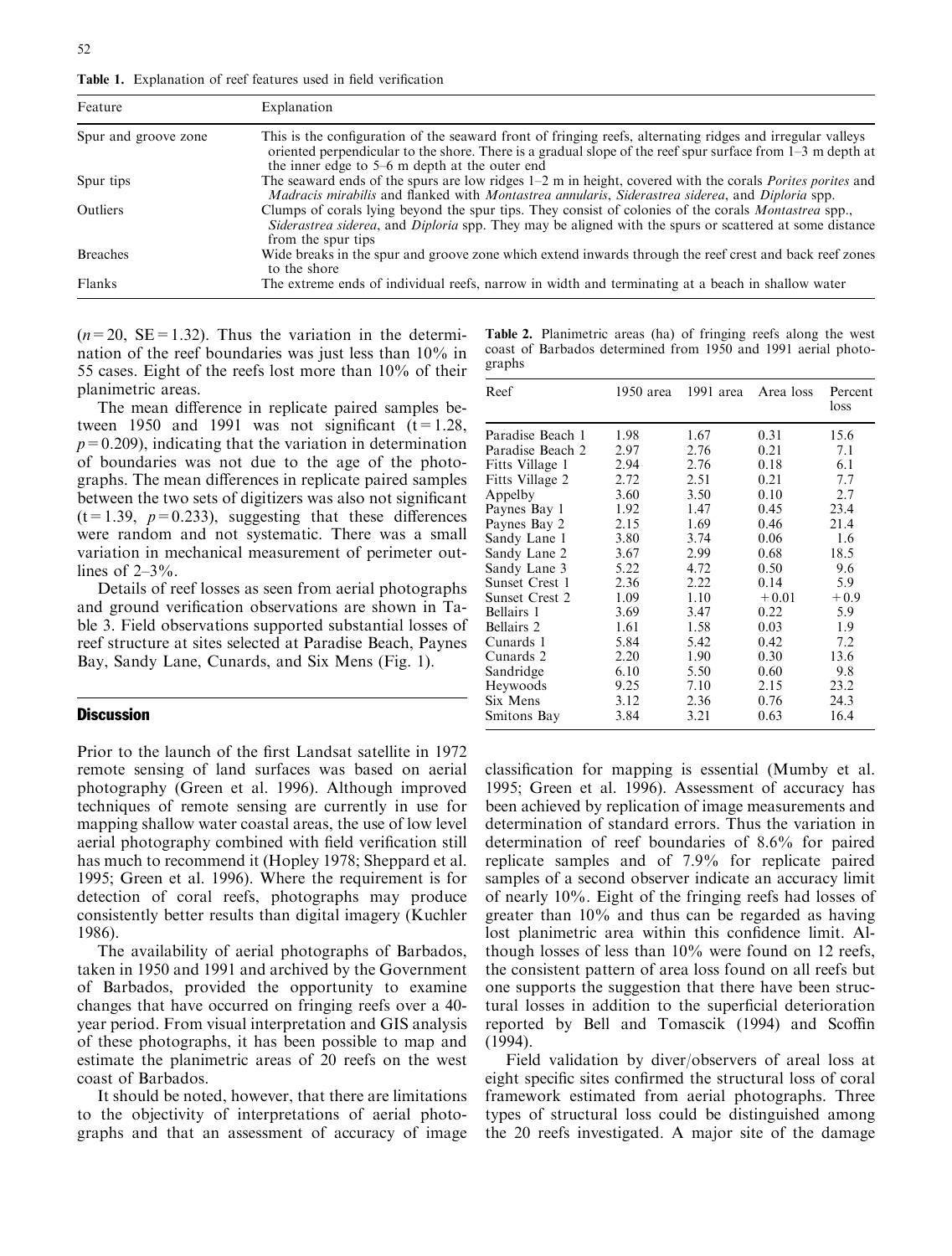**Table 1.** Explanation of reef features used in field verification

| Feature | Explanation |
|---|---|
| Spur and groove zone | This is the configuration of the seaward front of fringing reefs, alternating ridges and irregular valleys oriented perpendicular to the shore. There is a gradual slope of the reef spur surface from 1–3 m depth at the inner edge to 5–6 m depth at the outer end |
| Spur tips | The seaward ends of the spurs are low ridges 1–2 m in height, covered with the corals *Porites porites* and *Madracis mirabilis* and flanked with *Montastrea annularis*, *Siderastrea siderea*, and *Diploria* spp. |
| Outliers | Clumps of corals lying beyond the spur tips. They consist of colonies of the corals *Montastrea* spp., *Siderastrea siderea*, and *Diploria* spp. They may be aligned with the spurs or scattered at some distance from the spur tips |
| Breaches | Wide breaks in the spur and groove zone which extend inwards through the reef crest and back reef zones to the shore |
| Flanks | The extreme ends of individual reefs, narrow in width and terminating at a beach in shallow water |

($n=20$, SE = 1.32). Thus the variation in the determination of the reef boundaries was just less than 10% in 55 cases. Eight of the reefs lost more than 10% of their planimetric areas.

The mean difference in replicate paired samples between 1950 and 1991 was not significant ($t=1.28$, $p=0.209$), indicating that the variation in determination of boundaries was not due to the age of the photographs. The mean differences in replicate paired samples between the two sets of digitizers was also not significant ($t=1.39$, $p=0.233$), suggesting that these differences were random and not systematic. There was a small variation in mechanical measurement of perimeter outlines of 2–3%.

Details of reef losses as seen from aerial photographs and ground verification observations are shown in Table 3. Field observations supported substantial losses of reef structure at sites selected at Paradise Beach, Paynes Bay, Sandy Lane, Cunards, and Six Mens (Fig. 1).

**Table 2.** Planimetric areas (ha) of fringing reefs along the west coast of Barbados determined from 1950 and 1991 aerial photographs

| Reef | 1950 area | 1991 area | Area loss | Percent loss |
|---|---|---|---|---|
| Paradise Beach 1 | 1.98 | 1.67 | 0.31 | 15.6 |
| Paradise Beach 2 | 2.97 | 2.76 | 0.21 | 7.1 |
| Fitts Village 1 | 2.94 | 2.76 | 0.18 | 6.1 |
| Fitts Village 2 | 2.72 | 2.51 | 0.21 | 7.7 |
| Appelby | 3.60 | 3.50 | 0.10 | 2.7 |
| Paynes Bay 1 | 1.92 | 1.47 | 0.45 | 23.4 |
| Paynes Bay 2 | 2.15 | 1.69 | 0.46 | 21.4 |
| Sandy Lane 1 | 3.80 | 3.74 | 0.06 | 1.6 |
| Sandy Lane 2 | 3.67 | 2.99 | 0.68 | 18.5 |
| Sandy Lane 3 | 5.22 | 4.72 | 0.50 | 9.6 |
| Sunset Crest 1 | 2.36 | 2.22 | 0.14 | 5.9 |
| Sunset Crest 2 | 1.09 | 1.10 | +0.01 | +0.9 |
| Bellairs 1 | 3.69 | 3.47 | 0.22 | 5.9 |
| Bellairs 2 | 1.61 | 1.58 | 0.03 | 1.9 |
| Cunards 1 | 5.84 | 5.42 | 0.42 | 7.2 |
| Cunards 2 | 2.20 | 1.90 | 0.30 | 13.6 |
| Sandridge | 6.10 | 5.50 | 0.60 | 9.8 |
| Heywoods | 9.25 | 7.10 | 2.15 | 23.2 |
| Six Mens | 3.12 | 2.36 | 0.76 | 24.3 |
| Smitons Bay | 3.84 | 3.21 | 0.63 | 16.4 |

## Discussion

Prior to the launch of the first Landsat satellite in 1972 remote sensing of land surfaces was based on aerial photography (Green et al. 1996). Although improved techniques of remote sensing are currently in use for mapping shallow water coastal areas, the use of low level aerial photography combined with field verification still has much to recommend it (Hopley 1978; Sheppard et al. 1995; Green et al. 1996). Where the requirement is for detection of coral reefs, photographs may produce consistently better results than digital imagery (Kuchler 1986).

The availability of aerial photographs of Barbados, taken in 1950 and 1991 and archived by the Government of Barbados, provided the opportunity to examine changes that have occurred on fringing reefs over a 40-year period. From visual interpretation and GIS analysis of these photographs, it has been possible to map and estimate the planimetric areas of 20 reefs on the west coast of Barbados.

It should be noted, however, that there are limitations to the objectivity of interpretations of aerial photographs and that an assessment of accuracy of image classification for mapping is essential (Mumby et al. 1995; Green et al. 1996). Assessment of accuracy has been achieved by replication of image measurements and determination of standard errors. Thus the variation in determination of reef boundaries of 8.6% for paired replicate samples and of 7.9% for replicate paired samples of a second observer indicate an accuracy limit of nearly 10%. Eight of the fringing reefs had losses of greater than 10% and thus can be regarded as having lost planimetric area within this confidence limit. Although losses of less than 10% were found on 12 reefs, the consistent pattern of area loss found on all reefs but one supports the suggestion that there have been structural losses in addition to the superficial deterioration reported by Bell and Tomascik (1994) and Scoffin (1994).

Field validation by diver/observers of areal loss at eight specific sites confirmed the structural loss of coral framework estimated from aerial photographs. Three types of structural loss could be distinguished among the 20 reefs investigated. A major site of the damage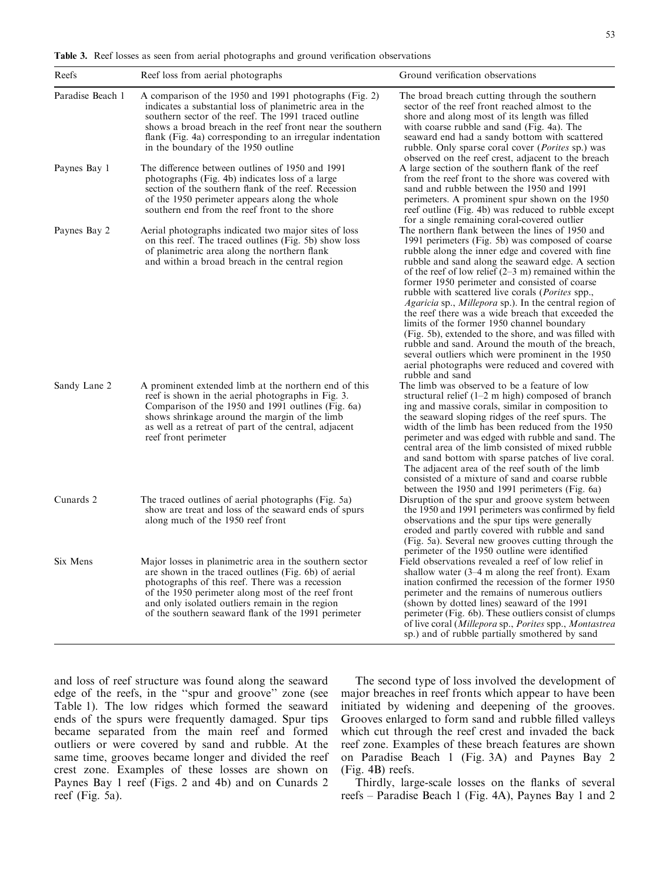**Table 3.** Reef losses as seen from aerial photographs and ground verification observations

| Reefs | Reef loss from aerial photographs | Ground verification observations |
|---|---|---|
| Paradise Beach 1 | A comparison of the 1950 and 1991 photographs (Fig. 2) indicates a substantial loss of planimetric area in the southern sector of the reef. The 1991 traced outline shows a broad breach in the reef front near the southern flank (Fig. 4a) corresponding to an irregular indentation in the boundary of the 1950 outline | The broad breach cutting through the southern sector of the reef front reached almost to the shore and along most of its length was filled with coarse rubble and sand (Fig. 4a). The seaward end had a sandy bottom with scattered rubble. Only sparse coral cover (*Porites* sp.) was observed on the reef crest, adjacent to the breach |
| Paynes Bay 1 | The difference between outlines of 1950 and 1991 photographs (Fig. 4b) indicates loss of a large section of the southern flank of the reef. Recession of the 1950 perimeter appears along the whole southern end from the reef front to the shore | A large section of the southern flank of the reef from the reef front to the shore was covered with sand and rubble between the 1950 and 1991 perimeters. A prominent spur shown on the 1950 reef outline (Fig. 4b) was reduced to rubble except for a single remaining coral-covered outlier |
| Paynes Bay 2 | Aerial photographs indicated two major sites of loss on this reef. The traced outlines (Fig. 5b) show loss of planimetric area along the northern flank and within a broad breach in the central region | The northern flank between the lines of 1950 and 1991 perimeters (Fig. 5b) was composed of coarse rubble along the inner edge and covered with fine rubble and sand along the seaward edge. A section of the reef of low relief (2–3 m) remained within the former 1950 perimeter and consisted of coarse rubble with scattered live corals (*Porites* spp., *Agaricia* sp., *Millepora* sp.). In the central region of the reef there was a wide breach that exceeded the limits of the former 1950 channel boundary (Fig. 5b), extended to the shore, and was filled with rubble and sand. Around the mouth of the breach, several outliers which were prominent in the 1950 aerial photographs were reduced and covered with rubble and sand |
| Sandy Lane 2 | A prominent extended limb at the northern end of this reef is shown in the aerial photographs in Fig. 3. Comparison of the 1950 and 1991 outlines (Fig. 6a) shows shrinkage around the margin of the limb as well as a retreat of part of the central, adjacent reef front perimeter | The limb was observed to be a feature of low structural relief (1–2 m high) composed of branching and massive corals, similar in composition to the seaward sloping ridges of the reef spurs. The width of the limb has been reduced from the 1950 perimeter and was edged with rubble and sand. The central area of the limb consisted of mixed rubble and sand bottom with sparse patches of live coral. The adjacent area of the reef south of the limb consisted of a mixture of sand and coarse rubble between the 1950 and 1991 perimeters (Fig. 6a) |
| Cunards 2 | The traced outlines of aerial photographs (Fig. 5a) show are treat and loss of the seaward ends of spurs along much of the 1950 reef front | Disruption of the spur and groove system between the 1950 and 1991 perimeters was confirmed by field observations and the spur tips were generally eroded and partly covered with rubble and sand (Fig. 5a). Several new grooves cutting through the perimeter of the 1950 outline were identified |
| Six Mens | Major losses in planimetric area in the southern sector are shown in the traced outlines (Fig. 6b) of aerial photographs of this reef. There was a recession of the 1950 perimeter along most of the reef front and only isolated outliers remain in the region of the southern seaward flank of the 1991 perimeter | Field observations revealed a reef of low relief in shallow water (3–4 m along the reef front). Examination confirmed the recession of the former 1950 perimeter and the remains of numerous outliers (shown by dotted lines) seaward of the 1991 perimeter (Fig. 6b). These outliers consist of clumps of live coral (*Millepora* sp., *Porites* spp., *Montastrea* sp.) and of rubble partially smothered by sand |

and loss of reef structure was found along the seaward edge of the reefs, in the "spur and groove" zone (see Table 1). The low ridges which formed the seaward ends of the spurs were frequently damaged. Spur tips became separated from the main reef and formed outliers or were covered by sand and rubble. At the same time, grooves became longer and divided the reef crest zone. Examples of these losses are shown on Paynes Bay 1 reef (Figs. 2 and 4b) and on Cunards 2 reef (Fig. 5a).

The second type of loss involved the development of major breaches in reef fronts which appear to have been initiated by widening and deepening of the grooves. Grooves enlarged to form sand and rubble filled valleys which cut through the reef crest and invaded the back reef zone. Examples of these breach features are shown on Paradise Beach 1 (Fig. 3A) and Paynes Bay 2 (Fig. 4B) reefs.

Thirdly, large-scale losses on the flanks of several reefs – Paradise Beach 1 (Fig. 4A), Paynes Bay 1 and 2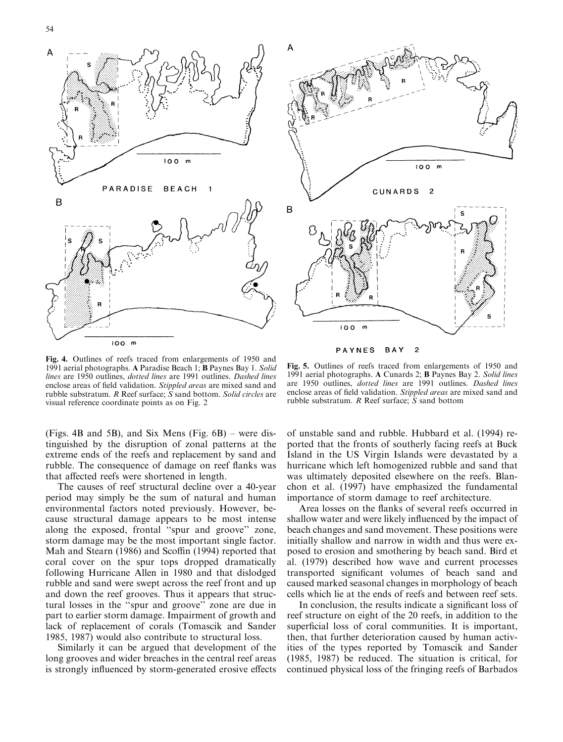**Fig. 4.** Outlines of reefs traced from enlargements of 1950 and 1991 aerial photographs. **A** Paradise Beach 1; **B** Paynes Bay 1. *Solid lines* are 1950 outlines, *dotted lines* are 1991 outlines. *Dashed lines* enclose areas of field validation. *Stippled areas* are mixed sand and rubble substratum. *R* Reef surface; *S* sand bottom. *Solid circles* are visual reference coordinate points as on Fig. 2

**Fig. 5.** Outlines of reefs traced from enlargements of 1950 and 1991 aerial photographs. **A** Cunards 2; **B** Paynes Bay 2. *Solid lines* are 1950 outlines, *dotted lines* are 1991 outlines. *Dashed lines* enclose areas of field validation. *Stippled areas* are mixed sand and rubble substratum. *R* Reef surface; *S* sand bottom

(Figs. 4B and 5B), and Six Mens (Fig. 6B) – were distinguished by the disruption of zonal patterns at the extreme ends of the reefs and replacement by sand and rubble. The consequence of damage on reef flanks was that affected reefs were shortened in length.

The causes of reef structural decline over a 40-year period may simply be the sum of natural and human environmental factors noted previously. However, because structural damage appears to be most intense along the exposed, frontal "spur and groove" zone, storm damage may be the most important single factor. Mah and Stearn (1986) and Scoffin (1994) reported that coral cover on the spur tops dropped dramatically following Hurricane Allen in 1980 and that dislodged rubble and sand were swept across the reef front and up and down the reef grooves. Thus it appears that structural losses in the "spur and groove" zone are due in part to earlier storm damage. Impairment of growth and lack of replacement of corals (Tomascik and Sander 1985, 1987) would also contribute to structural loss.

Similarly it can be argued that development of the long grooves and wider breaches in the central reef areas is strongly influenced by storm-generated erosive effects of unstable sand and rubble. Hubbard et al. (1994) reported that the fronts of southerly facing reefs at Buck Island in the US Virgin Islands were devastated by a hurricane which left homogenized rubble and sand that was ultimately deposited elsewhere on the reefs. Blanchon et al. (1997) have emphasized the fundamental importance of storm damage to reef architecture.

Area losses on the flanks of several reefs occurred in shallow water and were likely influenced by the impact of beach changes and sand movement. These positions were initially shallow and narrow in width and thus were exposed to erosion and smothering by beach sand. Bird et al. (1979) described how wave and current processes transported significant volumes of beach sand and caused marked seasonal changes in morphology of beach cells which lie at the ends of reefs and between reef sets.

In conclusion, the results indicate a significant loss of reef structure on eight of the 20 reefs, in addition to the superficial loss of coral communities. It is important, then, that further deterioration caused by human activities of the types reported by Tomascik and Sander (1985, 1987) be reduced. The situation is critical, for continued physical loss of the fringing reefs of Barbados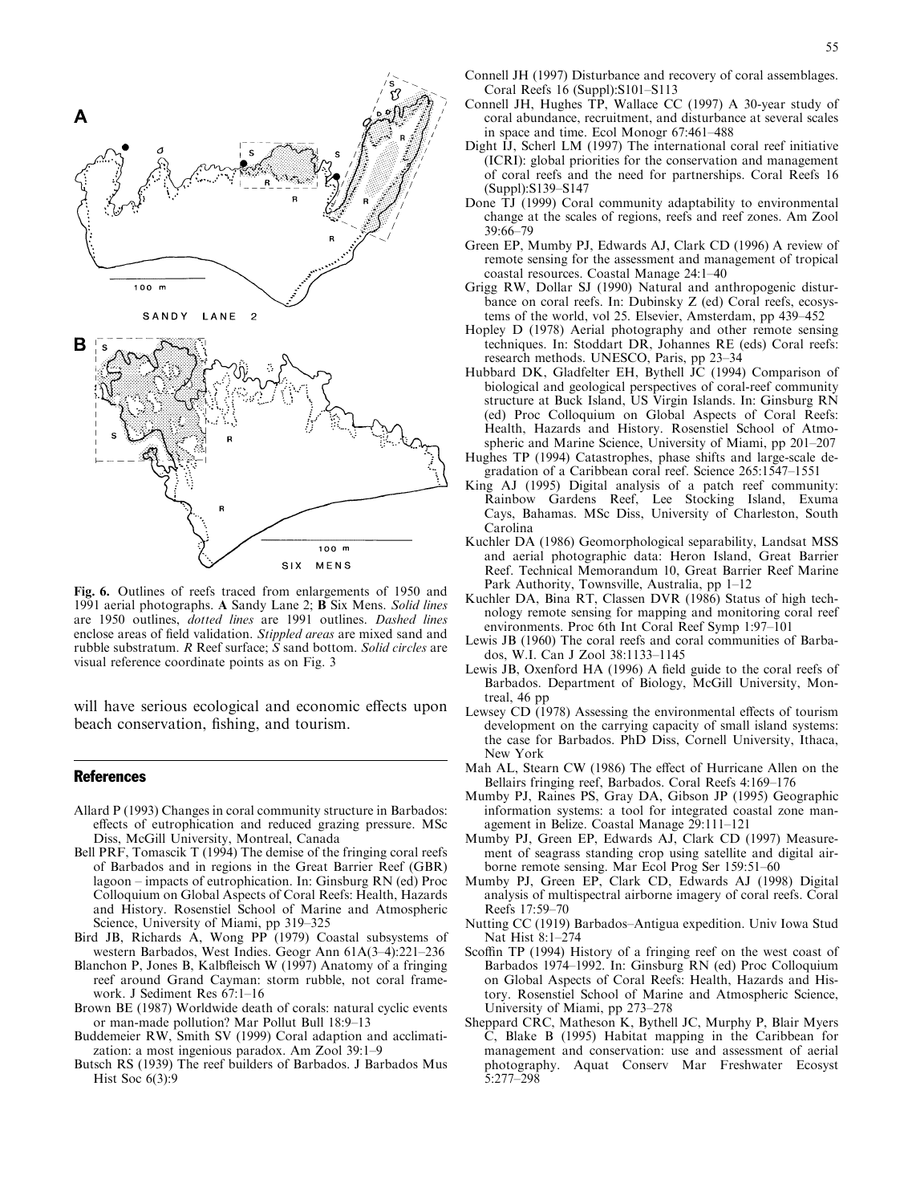Fig. 6. Outlines of reefs traced from enlargements of 1950 and 1991 aerial photographs. **A** Sandy Lane 2; **B** Six Mens. *Solid lines* are 1950 outlines, *dotted lines* are 1991 outlines. *Dashed lines* enclose areas of field validation. *Stippled areas* are mixed sand and rubble substratum. *R* Reef surface; *S* sand bottom. *Solid circles* are visual reference coordinate points as on Fig. 3

will have serious ecological and economic effects upon beach conservation, fishing, and tourism.

## References

Allard P (1993) Changes in coral community structure in Barbados: effects of eutrophication and reduced grazing pressure. MSc Diss, McGill University, Montreal, Canada

Bell PRF, Tomascik T (1994) The demise of the fringing coral reefs of Barbados and in regions in the Great Barrier Reef (GBR) lagoon – impacts of eutrophication. In: Ginsburg RN (ed) Proc Colloquium on Global Aspects of Coral Reefs: Health, Hazards and History. Rosenstiel School of Marine and Atmospheric Science, University of Miami, pp 319–325

Bird JB, Richards A, Wong PP (1979) Coastal subsystems of western Barbados, West Indies. Geogr Ann 61A(3–4):221–236

Blanchon P, Jones B, Kalbfleisch W (1997) Anatomy of a fringing reef around Grand Cayman: storm rubble, not coral framework. J Sediment Res 67:1–16

Brown BE (1987) Worldwide death of corals: natural cyclic events or man-made pollution? Mar Pollut Bull 18:9–13

Buddemeier RW, Smith SV (1999) Coral adaption and acclimatization: a most ingenious paradox. Am Zool 39:1–9

Butsch RS (1939) The reef builders of Barbados. J Barbados Mus Hist Soc 6(3):9

Connell JH (1997) Disturbance and recovery of coral assemblages. Coral Reefs 16 (Suppl):S101–S113

Connell JH, Hughes TP, Wallace CC (1997) A 30-year study of coral abundance, recruitment, and disturbance at several scales in space and time. Ecol Monogr 67:461–488

Dight IJ, Scherl LM (1997) The international coral reef initiative (ICRI): global priorities for the conservation and management of coral reefs and the need for partnerships. Coral Reefs 16 (Suppl):S139–S147

Done TJ (1999) Coral community adaptability to environmental change at the scales of regions, reefs and reef zones. Am Zool 39:66–79

Green EP, Mumby PJ, Edwards AJ, Clark CD (1996) A review of remote sensing for the assessment and management of tropical coastal resources. Coastal Manage 24:1–40

Grigg RW, Dollar SJ (1990) Natural and anthropogenic disturbance on coral reefs. In: Dubinsky Z (ed) Coral reefs, ecosystems of the world, vol 25. Elsevier, Amsterdam, pp 439–452

Hopley D (1978) Aerial photography and other remote sensing techniques. In: Stoddart DR, Johannes RE (eds) Coral reefs: research methods. UNESCO, Paris, pp 23–34

Hubbard DK, Gladfelter EH, Bythell JC (1994) Comparison of biological and geological perspectives of coral-reef community structure at Buck Island, US Virgin Islands. In: Ginsburg RN (ed) Proc Colloquium on Global Aspects of Coral Reefs: Health, Hazards and History. Rosenstiel School of Atmospheric and Marine Science, University of Miami, pp 201–207

Hughes TP (1994) Catastrophes, phase shifts and large-scale degradation of a Caribbean coral reef. Science 265:1547–1551

King AJ (1995) Digital analysis of a patch reef community: Rainbow Gardens Reef, Lee Stocking Island, Exuma Cays, Bahamas. MSc Diss, University of Charleston, South Carolina

Kuchler DA (1986) Geomorphological separability, Landsat MSS and aerial photographic data: Heron Island, Great Barrier Reef. Technical Memorandum 10, Great Barrier Reef Marine Park Authority, Townsville, Australia, pp 1–12

Kuchler DA, Bina RT, Classen DVR (1986) Status of high technology remote sensing for mapping and monitoring coral reef environments. Proc 6th Int Coral Reef Symp 1:97–101

Lewis JB (1960) The coral reefs and coral communities of Barbados, W.I. Can J Zool 38:1133–1145

Lewis JB, Oxenford HA (1996) A field guide to the coral reefs of Barbados. Department of Biology, McGill University, Montreal, 46 pp

Lewsey CD (1978) Assessing the environmental effects of tourism development on the carrying capacity of small island systems: the case for Barbados. PhD Diss, Cornell University, Ithaca, New York

Mah AL, Stearn CW (1986) The effect of Hurricane Allen on the Bellairs fringing reef, Barbados. Coral Reefs 4:169–176

Mumby PJ, Raines PS, Gray DA, Gibson JP (1995) Geographic information systems: a tool for integrated coastal zone management in Belize. Coastal Manage 29:111–121

Mumby PJ, Green EP, Edwards AJ, Clark CD (1997) Measurement of seagrass standing crop using satellite and digital airborne remote sensing. Mar Ecol Prog Ser 159:51–60

Mumby PJ, Green EP, Clark CD, Edwards AJ (1998) Digital analysis of multispectral airborne imagery of coral reefs. Coral Reefs 17:59–70

Nutting CC (1919) Barbados–Antigua expedition. Univ Iowa Stud Nat Hist 8:1–274

Scoffin TP (1994) History of a fringing reef on the west coast of Barbados 1974–1992. In: Ginsburg RN (ed) Proc Colloquium on Global Aspects of Coral Reefs: Health, Hazards and History. Rosenstiel School of Marine and Atmospheric Science, University of Miami, pp 273–278

Sheppard CRC, Matheson K, Bythell JC, Murphy P, Blair Myers C, Blake B (1995) Habitat mapping in the Caribbean for management and conservation: use and assessment of aerial photography. Aquat Conserv Mar Freshwater Ecosyst 5:277–298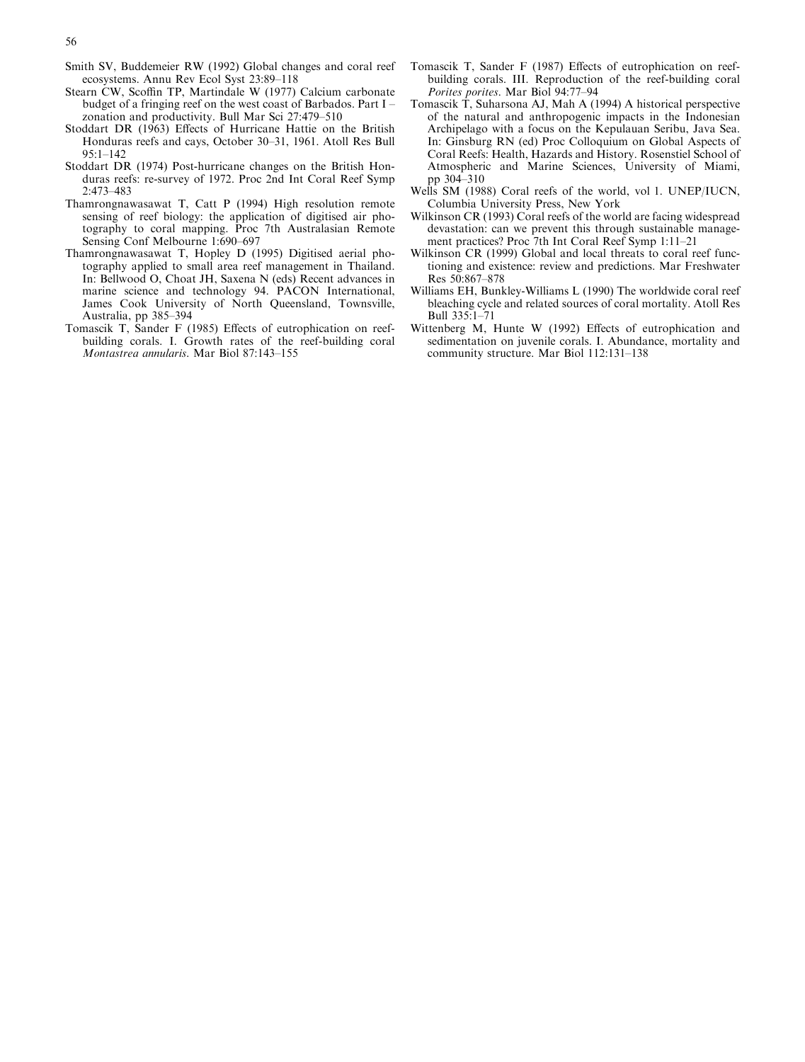Smith SV, Buddemeier RW (1992) Global changes and coral reef ecosystems. Annu Rev Ecol Syst 23:89–118

Stearn CW, Scoffin TP, Martindale W (1977) Calcium carbonate budget of a fringing reef on the west coast of Barbados. Part I – zonation and productivity. Bull Mar Sci 27:479–510

Stoddart DR (1963) Effects of Hurricane Hattie on the British Honduras reefs and cays, October 30–31, 1961. Atoll Res Bull 95:1–142

Stoddart DR (1974) Post-hurricane changes on the British Honduras reefs: re-survey of 1972. Proc 2nd Int Coral Reef Symp 2:473–483

Thamrongnawasawat T, Catt P (1994) High resolution remote sensing of reef biology: the application of digitised air photography to coral mapping. Proc 7th Australasian Remote Sensing Conf Melbourne 1:690–697

Thamrongnawasawat T, Hopley D (1995) Digitised aerial photography applied to small area reef management in Thailand. In: Bellwood O, Choat JH, Saxena N (eds) Recent advances in marine science and technology 94. PACON International, James Cook University of North Queensland, Townsville, Australia, pp 385–394

Tomascik T, Sander F (1985) Effects of eutrophication on reef-building corals. I. Growth rates of the reef-building coral *Montastrea annularis*. Mar Biol 87:143–155

Tomascik T, Sander F (1987) Effects of eutrophication on reef-building corals. III. Reproduction of the reef-building coral *Porites porites*. Mar Biol 94:77–94

Tomascik T, Suharsona AJ, Mah A (1994) A historical perspective of the natural and anthropogenic impacts in the Indonesian Archipelago with a focus on the Kepulauan Seribu, Java Sea. In: Ginsburg RN (ed) Proc Colloquium on Global Aspects of Coral Reefs: Health, Hazards and History. Rosenstiel School of Atmospheric and Marine Sciences, University of Miami, pp 304–310

Wells SM (1988) Coral reefs of the world, vol 1. UNEP/IUCN, Columbia University Press, New York

Wilkinson CR (1993) Coral reefs of the world are facing widespread devastation: can we prevent this through sustainable management practices? Proc 7th Int Coral Reef Symp 1:11–21

Wilkinson CR (1999) Global and local threats to coral reef functioning and existence: review and predictions. Mar Freshwater Res 50:867–878

Williams EH, Bunkley-Williams L (1990) The worldwide coral reef bleaching cycle and related sources of coral mortality. Atoll Res Bull 335:1–71

Wittenberg M, Hunte W (1992) Effects of eutrophication and sedimentation on juvenile corals. I. Abundance, mortality and community structure. Mar Biol 112:131–138